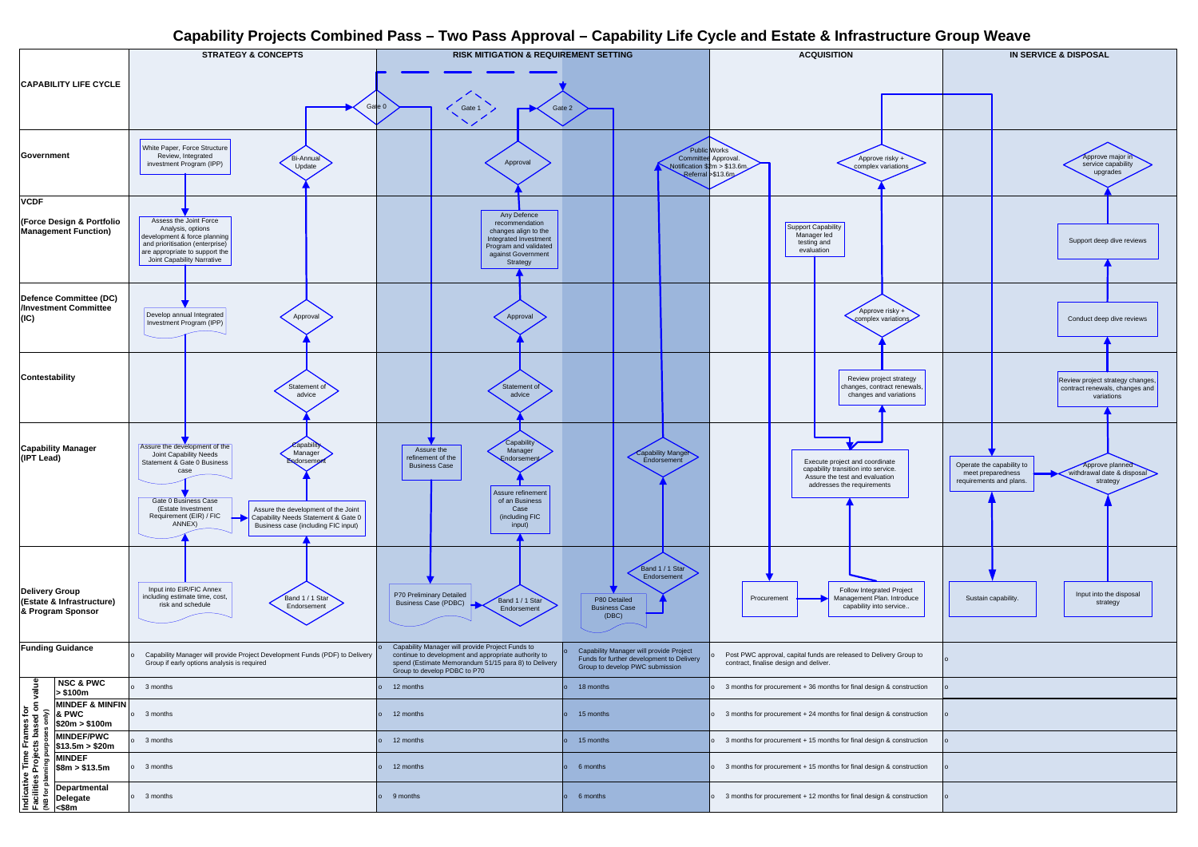# Capability Projects Combined Pass – Two Pass Approval – Capability Life Cycle and Estate & Infrastructure Group Weave

| | STRATEGY & CONCEPTS | RISK MITIGATION & REQUIREMENT SETTING | | ACQUISITION | IN SERVICE & DISPOSAL |
|---|---|---|---|---|---|
| **CAPABILITY LIFE CYCLE** | Gate 0 | Gate 1 | Gate 2 | | |
| **Government** | White Paper, Force Structure Review, Integrated investment Program (IPP); Bi-Annual Update | Approval | Public Works Committee Approval. Notification $2m > $13.6m, Referral >$13.6m | Approve risky + complex variations | Approve major in service capability upgrades |
| **VCDF (Force Design & Portfolio Management Function)** | Assess the Joint Force Analysis, options development & force planning and prioritisation (enterprise) are appropriate to support the Joint Capability Narrative | Any Defence recommendation changes align to the Integrated Investment Program and validated against Government Strategy | | Support Capability Manager led testing and evaluation | Support deep dive reviews |
| **Defence Committee (DC) /Investment Committee (IC)** | Develop annual Integrated Investment Program (IPP); Approval | Approval | | Approve risky + complex variations | Conduct deep dive reviews |
| **Contestability** | Statement of advice | Statement of advice | | Review project strategy changes, contract renewals, changes and variations | Review project strategy changes, contract renewals, changes and variations |
| **Capability Manager (IPT Lead)** | Assure the development of the Joint Capability Needs Statement & Gate 0 Business case; Capability Manager Endorsement; Gate 0 Business Case (Estate Investment Requirement (EIR) / FIC ANNEX); Assure the development of the Joint Capability Needs Statement & Gate 0 Business case (including FIC input) | Assure the refinement of the Business Case; Capability Manager Endorsement; Assure refinement of an Business Case (including FIC input) | Capability Manger Endorsement | Execute project and coordinate capability transition into service. Assure the test and evaluation addresses the requirements | Operate the capability to meet preparedness requirements and plans.; Approve planned withdrawal date & disposal strategy |
| **Delivery Group (Estate & Infrastructure) & Program Sponsor** | Input into EIR/FIC Annex including estimate time, cost, risk and schedule; Band 1 / 1 Star Endorsement | P70 Preliminary Detailed Business Case (PDBC); Band 1 / 1 Star Endorsement | P80 Detailed Business Case (DBC); Band 1 / 1 Star Endorsement | Procurement; Follow Integrated Project Management Plan. Introduce capability into service.. | Sustain capability.; Input into the disposal strategy |
| **Funding Guidance** | o Capability Manager will provide Project Development Funds (PDF) to Delivery Group if early options analysis is required | o Capability Manager will provide Project Funds to continue to development and appropriate authority to spend (Estimate Memorandum 51/15 para 8) to Delivery Group to develop PDBC to P70 | o Capability Manager will provide Project Funds for further development to Delivery Group to develop PWC submission | o Post PWC approval, capital funds are released to Delivery Group to contract, finalise design and deliver. | o |

**Indicative Time Frames for Facilities Projects based on value (NB for planning purposes only)**

| | Strategy & Concepts | Risk Mitigation & Requirement Setting | | Acquisition | In Service & Disposal |
|---|---|---|---|---|---|
| **NSC & PWC > $100m** | o 3 months | o 12 months | o 18 months | o 3 months for procurement + 36 months for final design & construction | o |
| **MINDEF & MINFIN & PWC $20m > $100m** | o 3 months | o 12 months | o 15 months | o 3 months for procurement + 24 months for final design & construction | o |
| **MINDEF/PWC $13.5m > $20m** | o 3 months | o 12 months | o 15 months | o 3 months for procurement + 15 months for final design & construction | o |
| **MINDEF $8m > $13.5m** | o 3 months | o 12 months | o 6 months | o 3 months for procurement + 15 months for final design & construction | o |
| **Departmental Delegate <$8m** | o 3 months | o 9 months | o 6 months | o 3 months for procurement + 12 months for final design & construction | o |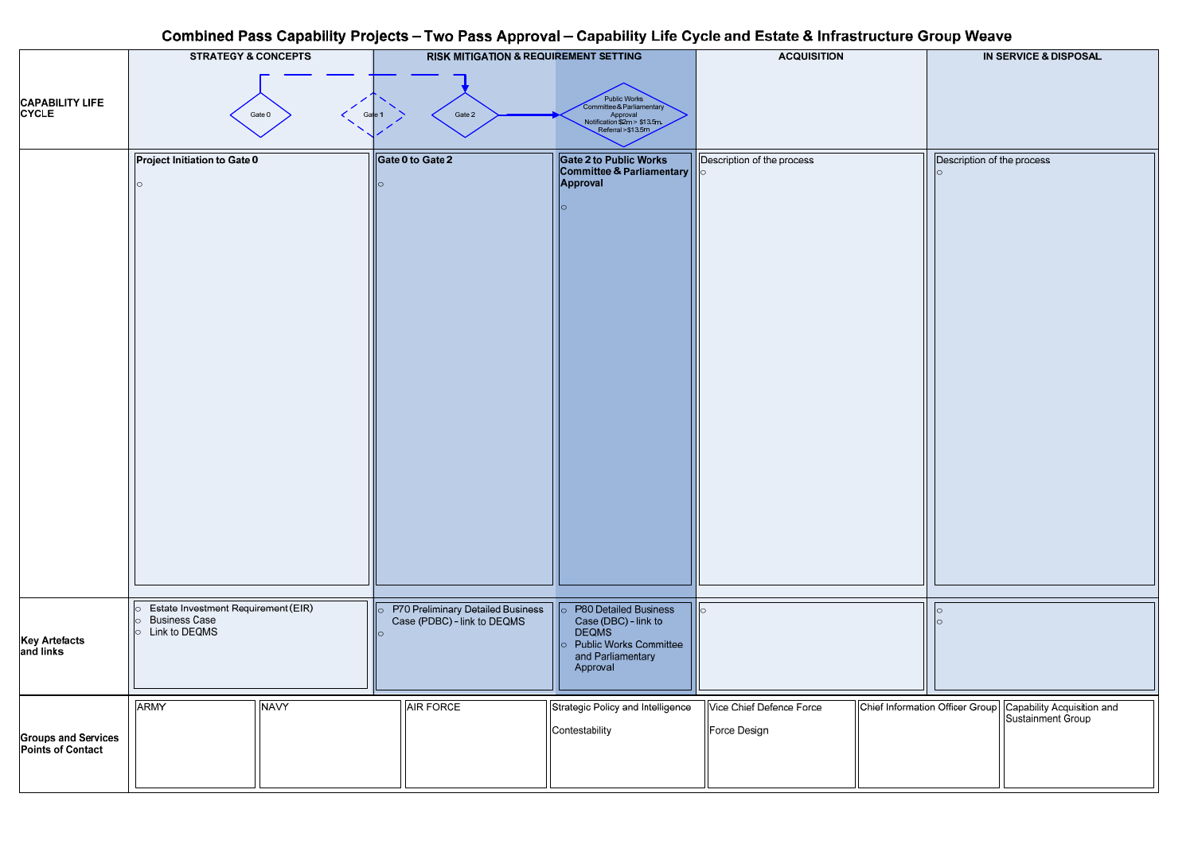# Combined Pass Capability Projects – Two Pass Approval – Capability Life Cycle and Estate & Infrastructure Group Weave

| | STRATEGY & CONCEPTS | RISK MITIGATION & REQUIREMENT SETTING | | ACQUISITION | IN SERVICE & DISPOSAL |
|---|---|---|---|---|---|
| **CAPABILITY LIFE CYCLE** | Gate 0 | Gate 1; Gate 2 | Public Works Committee & Parliamentary Approval Notification $2m > $13.5m. Referral >$13.5m | | |
| | **Project Initiation to Gate 0**<br>○ | **Gate 0 to Gate 2**<br>○ | **Gate 2 to Public Works Committee & Parliamentary Approval**<br>○ | Description of the process<br>○ | Description of the process<br>○ |
| **Key Artefacts and links** | ○ Estate Investment Requirement (EIR)<br>○ Business Case<br>○ Link to DEQMS | ○ P70 Preliminary Detailed Business Case (PDBC) - link to DEQMS<br>○ | ○ P80 Detailed Business Case (DBC) - link to DEQMS<br>○ Public Works Committee and Parliamentary Approval | ○ | ○<br>○ |

| Groups and Services Points of Contact | | | | | | |
|---|---|---|---|---|---|---|
| ARMY | NAVY | AIR FORCE | Strategic Policy and Intelligence<br><br>Contestability | Vice Chief Defence Force<br><br>Force Design | Chief Information Officer Group | Capability Acquisition and Sustainment Group |